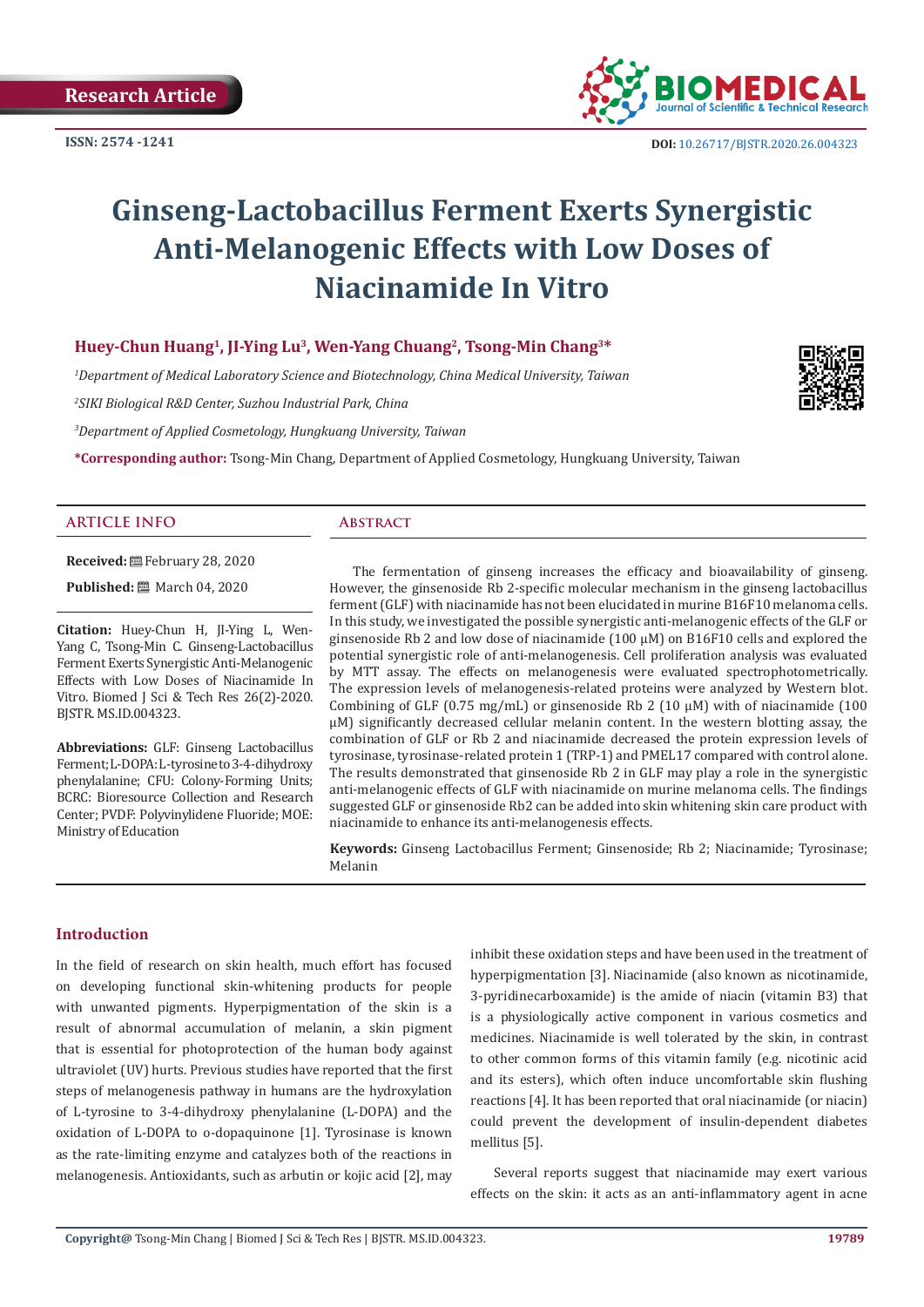Research Article

ISSN: 2574 -1241

DOI: 10.26717/BJSTR.2020.26.004323

# Ginseng-Lactobacillus Ferment Exerts Synergistic Anti-Melanogenic Effects with Low Doses of Niacinamide In Vitro

**Huey-Chun Huang[1], JI-Ying Lu[3], Wen-Yang Chuang[2], Tsong-Min Chang[3]***

*[1]Department of Medical Laboratory Science and Biotechnology, China Medical University, Taiwan*

*[2]SIKI Biological R&D Center, Suzhou Industrial Park, China*

*[3]Department of Applied Cosmetology, Hungkuang University, Taiwan*

***Corresponding author:** Tsong-Min Chang, Department of Applied Cosmetology, Hungkuang University, Taiwan

## ARTICLE INFO

**Received:** February 28, 2020

**Published:** March 04, 2020

**Citation:** Huey-Chun H, JI-Ying L, Wen-Yang C, Tsong-Min C. Ginseng-Lactobacillus Ferment Exerts Synergistic Anti-Melanogenic Effects with Low Doses of Niacinamide In Vitro. Biomed J Sci & Tech Res 26(2)-2020. BJSTR. MS.ID.004323.

**Abbreviations:** GLF: Ginseng Lactobacillus Ferment; L-DOPA: L-tyrosine to 3-4-dihydroxy phenylalanine; CFU: Colony-Forming Units; BCRC: Bioresource Collection and Research Center; PVDF: Polyvinylidene Fluoride; MOE: Ministry of Education

## Abstract

The fermentation of ginseng increases the efficacy and bioavailability of ginseng. However, the ginsenoside Rb 2-specific molecular mechanism in the ginseng lactobacillus ferment (GLF) with niacinamide has not been elucidated in murine B16F10 melanoma cells. In this study, we investigated the possible synergistic anti-melanogenic effects of the GLF or ginsenoside Rb 2 and low dose of niacinamide (100 µM) on B16F10 cells and explored the potential synergistic role of anti-melanogenesis. Cell proliferation analysis was evaluated by MTT assay. The effects on melanogenesis were evaluated spectrophotometrically. The expression levels of melanogenesis-related proteins were analyzed by Western blot. Combining of GLF (0.75 mg/mL) or ginsenoside Rb 2 (10 µM) with of niacinamide (100 µM) significantly decreased cellular melanin content. In the western blotting assay, the combination of GLF or Rb 2 and niacinamide decreased the protein expression levels of tyrosinase, tyrosinase-related protein 1 (TRP-1) and PMEL17 compared with control alone. The results demonstrated that ginsenoside Rb 2 in GLF may play a role in the synergistic anti-melanogenic effects of GLF with niacinamide on murine melanoma cells. The findings suggested GLF or ginsenoside Rb2 can be added into skin whitening skin care product with niacinamide to enhance its anti-melanogenesis effects.

**Keywords:** Ginseng Lactobacillus Ferment; Ginsenoside; Rb 2; Niacinamide; Tyrosinase; Melanin

## Introduction

In the field of research on skin health, much effort has focused on developing functional skin-whitening products for people with unwanted pigments. Hyperpigmentation of the skin is a result of abnormal accumulation of melanin, a skin pigment that is essential for photoprotection of the human body against ultraviolet (UV) hurts. Previous studies have reported that the first steps of melanogenesis pathway in humans are the hydroxylation of L-tyrosine to 3-4-dihydroxy phenylalanine (L-DOPA) and the oxidation of L-DOPA to o-dopaquinone [1]. Tyrosinase is known as the rate-limiting enzyme and catalyzes both of the reactions in melanogenesis. Antioxidants, such as arbutin or kojic acid [2], may inhibit these oxidation steps and have been used in the treatment of hyperpigmentation [3]. Niacinamide (also known as nicotinamide, 3-pyridinecarboxamide) is the amide of niacin (vitamin B3) that is a physiologically active component in various cosmetics and medicines. Niacinamide is well tolerated by the skin, in contrast to other common forms of this vitamin family (e.g. nicotinic acid and its esters), which often induce uncomfortable skin flushing reactions [4]. It has been reported that oral niacinamide (or niacin) could prevent the development of insulin-dependent diabetes mellitus [5].

Several reports suggest that niacinamide may exert various effects on the skin: it acts as an anti-inflammatory agent in acne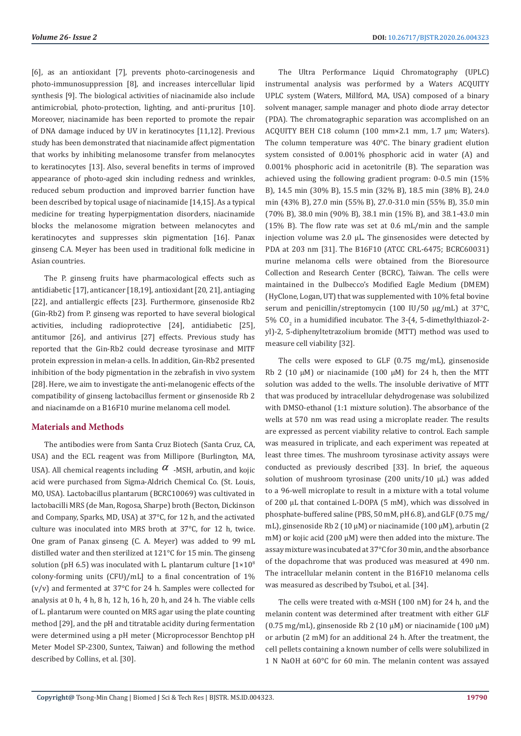[6], as an antioxidant [7], prevents photo-carcinogenesis and photo-immunosuppression [8], and increases intercellular lipid synthesis [9]. The biological activities of niacinamide also include antimicrobial, photo-protection, lighting, and anti-pruritus [10]. Moreover, niacinamide has been reported to promote the repair of DNA damage induced by UV in keratinocytes [11,12]. Previous study has been demonstrated that niacinamide affect pigmentation that works by inhibiting melanosome transfer from melanocytes to keratinocytes [13]. Also, several benefits in terms of improved appearance of photo-aged skin including redness and wrinkles, reduced sebum production and improved barrier function have been described by topical usage of niacinamide [14,15]. As a typical medicine for treating hyperpigmentation disorders, niacinamide blocks the melanosome migration between melanocytes and keratinocytes and suppresses skin pigmentation [16]. Panax ginseng C.A. Meyer has been used in traditional folk medicine in Asian countries.

The P. ginseng fruits have pharmacological effects such as antidiabetic [17], anticancer [18,19], antioxidant [20, 21], antiaging [22], and antiallergic effects [23]. Furthermore, ginsenoside Rb2 (Gin-Rb2) from P. ginseng was reported to have several biological activities, including radioprotective [24], antidiabetic [25], antitumor [26], and antivirus [27] effects. Previous study has reported that the Gin-Rb2 could decrease tyrosinase and MITF protein expression in melan-a cells. In addition, Gin-Rb2 presented inhibition of the body pigmentation in the zebrafish in vivo system [28]. Here, we aim to investigate the anti-melanogenic effects of the compatibility of ginseng lactobacillus ferment or ginsenoside Rb 2 and niacinamde on a B16F10 murine melanoma cell model.

## Materials and Methods

The antibodies were from Santa Cruz Biotech (Santa Cruz, CA, USA) and the ECL reagent was from Millipore (Burlington, MA, USA). All chemical reagents including $\alpha$ -MSH, arbutin, and kojic acid were purchased from Sigma-Aldrich Chemical Co. (St. Louis, MO, USA). Lactobacillus plantarum (BCRC10069) was cultivated in lactobacilli MRS (de Man, Rogosa, Sharpe) broth (Becton, Dickinson and Company, Sparks, MD, USA) at 37°C, for 12 h, and the activated culture was inoculated into MRS broth at 37°C, for 12 h, twice. One gram of Panax ginseng (C. A. Meyer) was added to 99 mL distilled water and then sterilized at 121°C for 15 min. The ginseng solution (pH 6.5) was inoculated with L. plantarum culture [$1\times10^8$ colony-forming units (CFU)/mL] to a final concentration of 1% (v/v) and fermented at 37°C for 24 h. Samples were collected for analysis at 0 h, 4 h, 8 h, 12 h, 16 h, 20 h, and 24 h. The viable cells of L. plantarum were counted on MRS agar using the plate counting method [29], and the pH and titratable acidity during fermentation were determined using a pH meter (Microprocessor Benchtop pH Meter Model SP-2300, Suntex, Taiwan) and following the method described by Collins, et al. [30].

The Ultra Performance Liquid Chromatography (UPLC) instrumental analysis was performed by a Waters ACQUITY UPLC system (Waters, Millford, MA, USA) composed of a binary solvent manager, sample manager and photo diode array detector (PDA). The chromatographic separation was accomplished on an ACQUITY BEH C18 column (100 mm×2.1 mm, 1.7 μm; Waters). The column temperature was 40°C. The binary gradient elution system consisted of 0.001% phosphoric acid in water (A) and 0.001% phosphoric acid in acetonitrile (B). The separation was achieved using the following gradient program: 0-0.5 min (15% B), 14.5 min (30% B), 15.5 min (32% B), 18.5 min (38% B), 24.0 min (43% B), 27.0 min (55% B), 27.0-31.0 min (55% B), 35.0 min (70% B), 38.0 min (90% B), 38.1 min (15% B), and 38.1-43.0 min (15% B). The flow rate was set at 0.6 mL/min and the sample injection volume was 2.0 μL. The ginsenosides were detected by PDA at 203 nm [31]. The B16F10 (ATCC CRL-6475; BCRC60031) murine melanoma cells were obtained from the Bioresource Collection and Research Center (BCRC), Taiwan. The cells were maintained in the Dulbecco's Modified Eagle Medium (DMEM) (HyClone, Logan, UT) that was supplemented with 10% fetal bovine serum and penicillin/streptomycin (100 IU/50 μg/mL) at 37°C, 5% $CO_2$ in a humidified incubator. The 3-(4, 5-dimethylthiazol-2-yl)-2, 5-diphenyltetrazolium bromide (MTT) method was used to measure cell viability [32].

The cells were exposed to GLF (0.75 mg/mL), ginsenoside Rb 2 (10 μM) or niacinamide (100 μM) for 24 h, then the MTT solution was added to the wells. The insoluble derivative of MTT that was produced by intracellular dehydrogenase was solubilized with DMSO-ethanol (1:1 mixture solution). The absorbance of the wells at 570 nm was read using a microplate reader. The results are expressed as percent viability relative to control. Each sample was measured in triplicate, and each experiment was repeated at least three times. The mushroom tyrosinase activity assays were conducted as previously described [33]. In brief, the aqueous solution of mushroom tyrosinase (200 units/10 μL) was added to a 96-well microplate to result in a mixture with a total volume of 200 μL that contained L-DOPA (5 mM), which was dissolved in phosphate-buffered saline (PBS, 50 mM, pH 6.8), and GLF (0.75 mg/mL), ginsenoside Rb 2 (10 μM) or niacinamide (100 μM), arbutin (2 mM) or kojic acid (200 μM) were then added into the mixture. The assay mixture was incubated at 37°C for 30 min, and the absorbance of the dopachrome that was produced was measured at 490 nm. The intracellular melanin content in the B16F10 melanoma cells was measured as described by Tsuboi, et al. [34].

The cells were treated with α-MSH (100 nM) for 24 h, and the melanin content was determined after treatment with either GLF (0.75 mg/mL), ginsenoside Rb 2 (10 μM) or niacinamide (100 μM) or arbutin (2 mM) for an additional 24 h. After the treatment, the cell pellets containing a known number of cells were solubilized in 1 N NaOH at 60°C for 60 min. The melanin content was assayed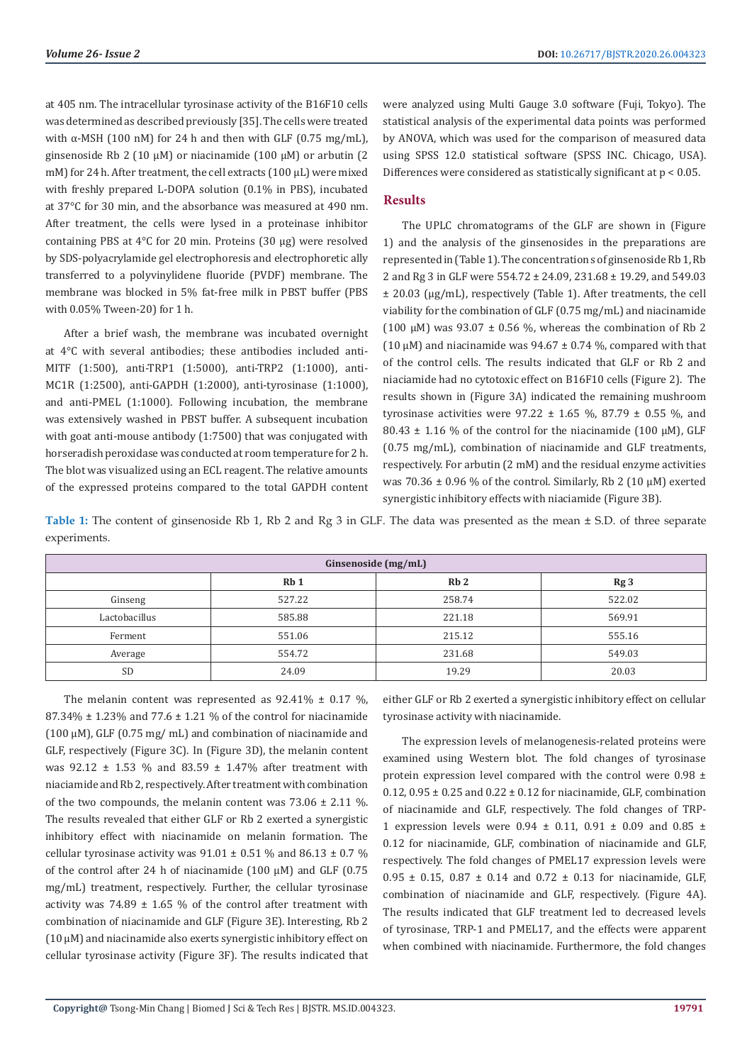at 405 nm. The intracellular tyrosinase activity of the B16F10 cells was determined as described previously [35]. The cells were treated with α-MSH (100 nM) for 24 h and then with GLF (0.75 mg/mL), ginsenoside Rb 2 (10 μM) or niacinamide (100 μM) or arbutin (2 mM) for 24 h. After treatment, the cell extracts (100 μL) were mixed with freshly prepared L-DOPA solution (0.1% in PBS), incubated at 37°C for 30 min, and the absorbance was measured at 490 nm. After treatment, the cells were lysed in a proteinase inhibitor containing PBS at 4°C for 20 min. Proteins (30 μg) were resolved by SDS-polyacrylamide gel electrophoresis and electrophoretic ally transferred to a polyvinylidene fluoride (PVDF) membrane. The membrane was blocked in 5% fat-free milk in PBST buffer (PBS with 0.05% Tween-20) for 1 h.

After a brief wash, the membrane was incubated overnight at 4°C with several antibodies; these antibodies included anti-MITF (1:500), anti-TRP1 (1:5000), anti-TRP2 (1:1000), anti-MC1R (1:2500), anti-GAPDH (1:2000), anti-tyrosinase (1:1000), and anti-PMEL (1:1000). Following incubation, the membrane was extensively washed in PBST buffer. A subsequent incubation with goat anti-mouse antibody (1:7500) that was conjugated with horseradish peroxidase was conducted at room temperature for 2 h. The blot was visualized using an ECL reagent. The relative amounts of the expressed proteins compared to the total GAPDH content were analyzed using Multi Gauge 3.0 software (Fuji, Tokyo). The statistical analysis of the experimental data points was performed by ANOVA, which was used for the comparison of measured data using SPSS 12.0 statistical software (SPSS INC. Chicago, USA). Differences were considered as statistically significant at $p < 0.05$.

## Results

The UPLC chromatograms of the GLF are shown in (Figure 1) and the analysis of the ginsenosides in the preparations are represented in (Table 1). The concentration s of ginsenoside Rb 1, Rb 2 and Rg 3 in GLF were 554.72 ± 24.09, 231.68 ± 19.29, and 549.03 ± 20.03 (μg/mL), respectively (Table 1). After treatments, the cell viability for the combination of GLF (0.75 mg/mL) and niacinamide (100 μM) was 93.07 ± 0.56 %, whereas the combination of Rb 2 (10 μM) and niacinamide was 94.67 ± 0.74 %, compared with that of the control cells. The results indicated that GLF or Rb 2 and niaciamide had no cytotoxic effect on B16F10 cells (Figure 2). The results shown in (Figure 3A) indicated the remaining mushroom tyrosinase activities were 97.22 ± 1.65 %, 87.79 ± 0.55 %, and 80.43 ± 1.16 % of the control for the niacinamide (100 μM), GLF (0.75 mg/mL), combination of niacinamide and GLF treatments, respectively. For arbutin (2 mM) and the residual enzyme activities was 70.36 ± 0.96 % of the control. Similarly, Rb 2 (10 μM) exerted synergistic inhibitory effects with niaciamide (Figure 3B).

**Table 1:** The content of ginsenoside Rb 1, Rb 2 and Rg 3 in GLF. The data was presented as the mean ± S.D. of three separate experiments.

| Ginsenoside (mg/mL) | | | |
|---|---|---|---|
| | Rb 1 | Rb 2 | Rg 3 |
| Ginseng | 527.22 | 258.74 | 522.02 |
| Lactobacillus | 585.88 | 221.18 | 569.91 |
| Ferment | 551.06 | 215.12 | 555.16 |
| Average | 554.72 | 231.68 | 549.03 |
| SD | 24.09 | 19.29 | 20.03 |

The melanin content was represented as 92.41% ± 0.17 %, 87.34% ± 1.23% and 77.6 ± 1.21 % of the control for niacinamide (100 μM), GLF (0.75 mg/ mL) and combination of niacinamide and GLF, respectively (Figure 3C). In (Figure 3D), the melanin content was 92.12 ± 1.53 % and 83.59 ± 1.47% after treatment with niaciamide and Rb 2, respectively. After treatment with combination of the two compounds, the melanin content was 73.06 ± 2.11 %. The results revealed that either GLF or Rb 2 exerted a synergistic inhibitory effect with niacinamide on melanin formation. The cellular tyrosinase activity was 91.01 ± 0.51 % and 86.13 ± 0.7 % of the control after 24 h of niacinamide (100 μM) and GLF (0.75 mg/mL) treatment, respectively. Further, the cellular tyrosinase activity was 74.89 ± 1.65 % of the control after treatment with combination of niacinamide and GLF (Figure 3E). Interesting, Rb 2 (10 μM) and niacinamide also exerts synergistic inhibitory effect on cellular tyrosinase activity (Figure 3F). The results indicated that either GLF or Rb 2 exerted a synergistic inhibitory effect on cellular tyrosinase activity with niacinamide.

The expression levels of melanogenesis-related proteins were examined using Western blot. The fold changes of tyrosinase protein expression level compared with the control were 0.98 ± 0.12, 0.95 ± 0.25 and 0.22 ± 0.12 for niacinamide, GLF, combination of niacinamide and GLF, respectively. The fold changes of TRP-1 expression levels were 0.94 ± 0.11, 0.91 ± 0.09 and 0.85 ± 0.12 for niacinamide, GLF, combination of niacinamide and GLF, respectively. The fold changes of PMEL17 expression levels were 0.95 ± 0.15, 0.87 ± 0.14 and 0.72 ± 0.13 for niacinamide, GLF, combination of niacinamide and GLF, respectively. (Figure 4A). The results indicated that GLF treatment led to decreased levels of tyrosinase, TRP-1 and PMEL17, and the effects were apparent when combined with niacinamide. Furthermore, the fold changes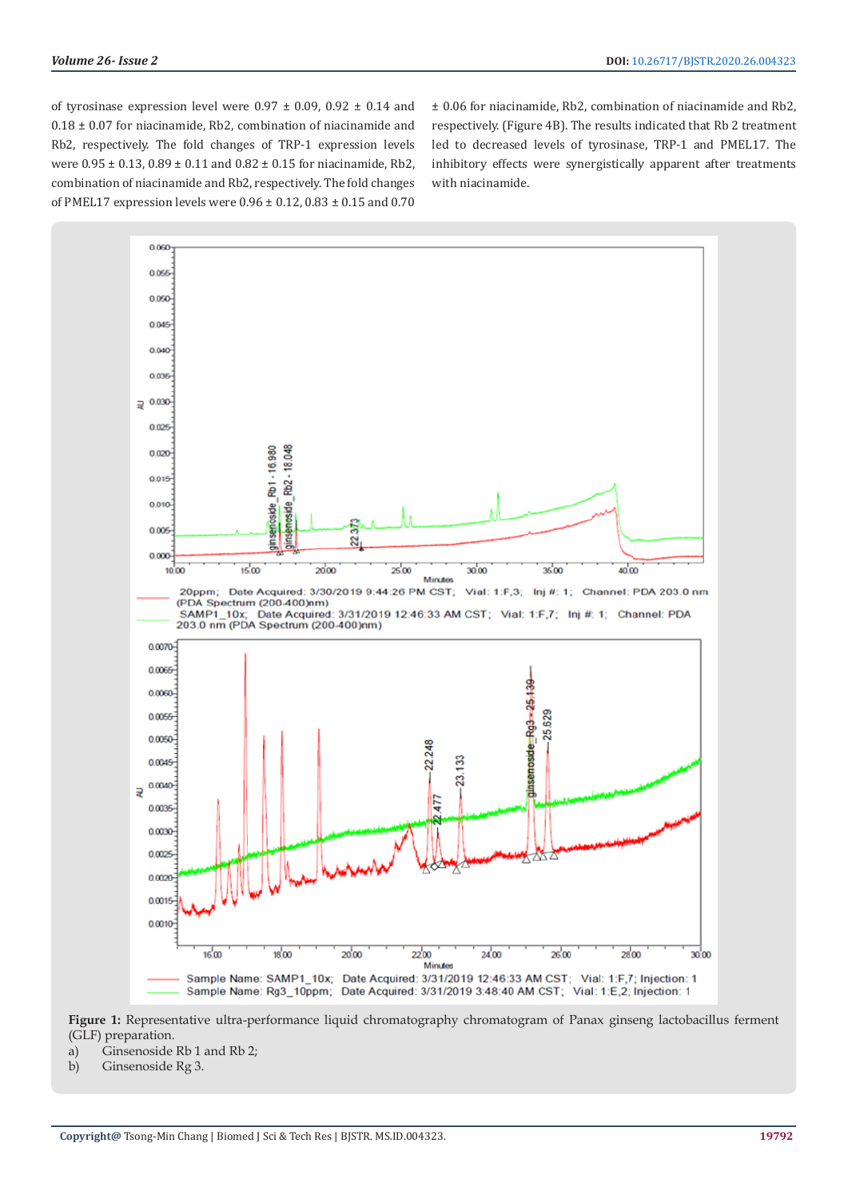of tyrosinase expression level were 0.97 ± 0.09, 0.92 ± 0.14 and 0.18 ± 0.07 for niacinamide, Rb2, combination of niacinamide and Rb2, respectively. The fold changes of TRP-1 expression levels were 0.95 ± 0.13, 0.89 ± 0.11 and 0.82 ± 0.15 for niacinamide, Rb2, combination of niacinamide and Rb2, respectively. The fold changes of PMEL17 expression levels were 0.96 ± 0.12, 0.83 ± 0.15 and 0.70 ± 0.06 for niacinamide, Rb2, combination of niacinamide and Rb2, respectively. (Figure 4B). The results indicated that Rb 2 treatment led to decreased levels of tyrosinase, TRP-1 and PMEL17. The inhibitory effects were synergistically apparent after treatments with niacinamide.

**Figure 1:** Representative ultra-performance liquid chromatography chromatogram of Panax ginseng lactobacillus ferment (GLF) preparation.

a) Ginsenoside Rb 1 and Rb 2;

b) Ginsenoside Rg 3.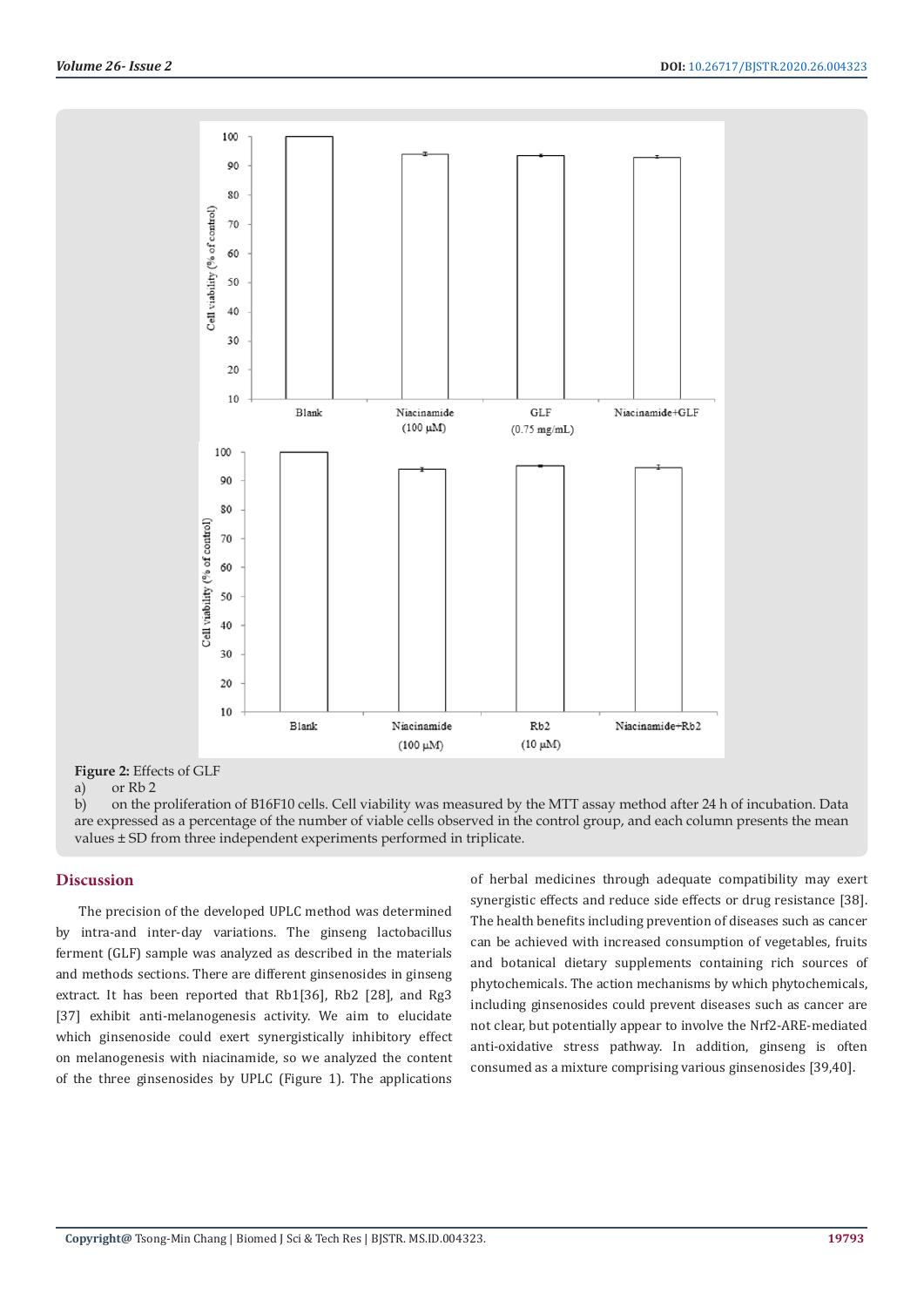**Figure 2:** Effects of GLF

a) or Rb 2

b) on the proliferation of B16F10 cells. Cell viability was measured by the MTT assay method after 24 h of incubation. Data are expressed as a percentage of the number of viable cells observed in the control group, and each column presents the mean values ± SD from three independent experiments performed in triplicate.

## Discussion

The precision of the developed UPLC method was determined by intra-and inter-day variations. The ginseng lactobacillus ferment (GLF) sample was analyzed as described in the materials and methods sections. There are different ginsenosides in ginseng extract. It has been reported that Rb1[36], Rb2 [28], and Rg3 [37] exhibit anti-melanogenesis activity. We aim to elucidate which ginsenoside could exert synergistically inhibitory effect on melanogenesis with niacinamide, so we analyzed the content of the three ginsenosides by UPLC (Figure 1). The applications of herbal medicines through adequate compatibility may exert synergistic effects and reduce side effects or drug resistance [38]. The health benefits including prevention of diseases such as cancer can be achieved with increased consumption of vegetables, fruits and botanical dietary supplements containing rich sources of phytochemicals. The action mechanisms by which phytochemicals, including ginsenosides could prevent diseases such as cancer are not clear, but potentially appear to involve the Nrf2-ARE-mediated anti-oxidative stress pathway. In addition, ginseng is often consumed as a mixture comprising various ginsenosides [39,40].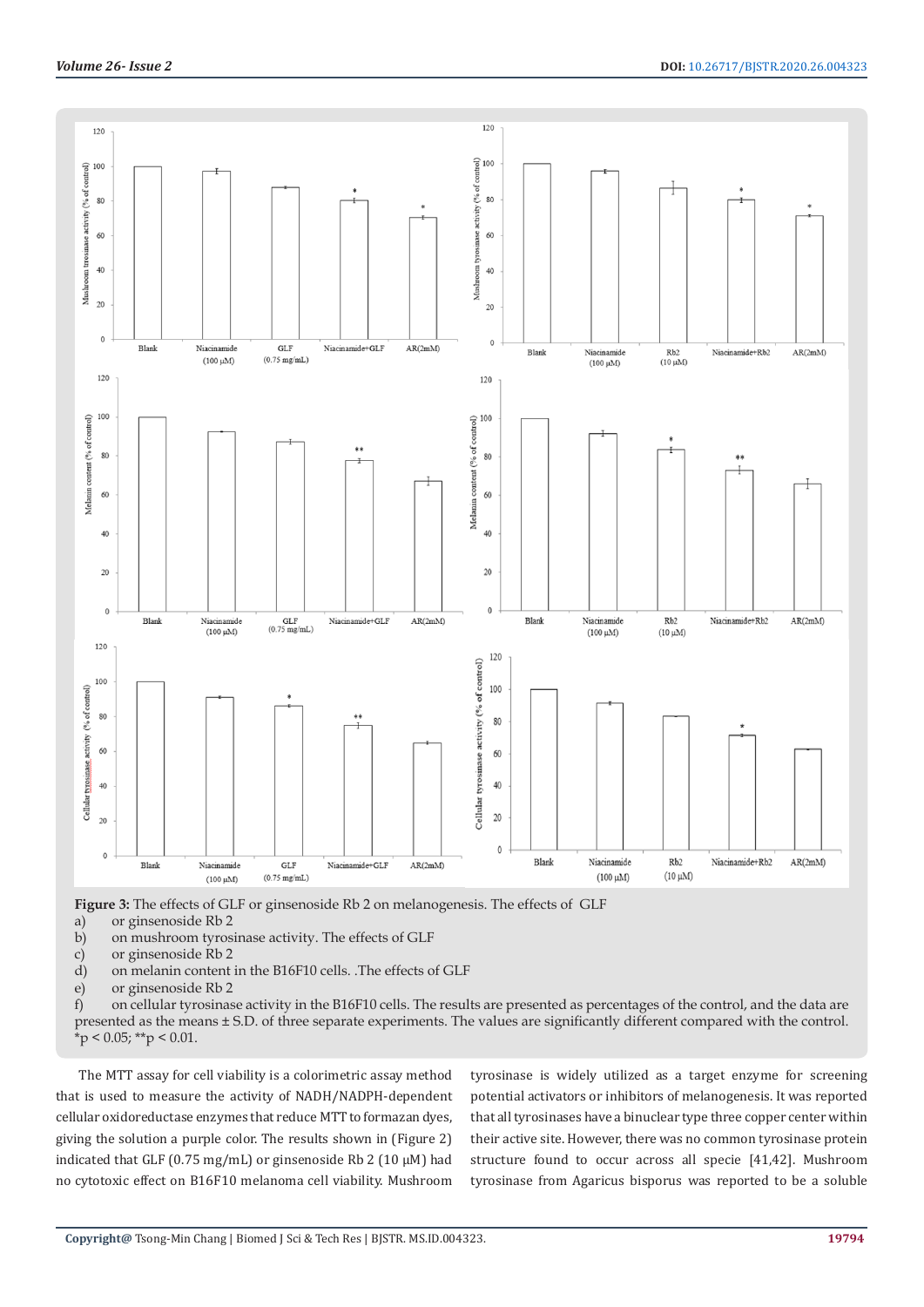**Figure 3:** The effects of GLF or ginsenoside Rb 2 on melanogenesis. The effects of GLF

a) or ginsenoside Rb 2
b) on mushroom tyrosinase activity. The effects of GLF
c) or ginsenoside Rb 2
d) on melanin content in the B16F10 cells. .The effects of GLF
e) or ginsenoside Rb 2
f) on cellular tyrosinase activity in the B16F10 cells. The results are presented as percentages of the control, and the data are presented as the means ± S.D. of three separate experiments. The values are significantly different compared with the control. *p < 0.05; **p < 0.01.

The MTT assay for cell viability is a colorimetric assay method that is used to measure the activity of NADH/NADPH-dependent cellular oxidoreductase enzymes that reduce MTT to formazan dyes, giving the solution a purple color. The results shown in (Figure 2) indicated that GLF (0.75 mg/mL) or ginsenoside Rb 2 (10 μM) had no cytotoxic effect on B16F10 melanoma cell viability. Mushroom tyrosinase is widely utilized as a target enzyme for screening potential activators or inhibitors of melanogenesis. It was reported that all tyrosinases have a binuclear type three copper center within their active site. However, there was no common tyrosinase protein structure found to occur across all specie [41,42]. Mushroom tyrosinase from Agaricus bisporus was reported to be a soluble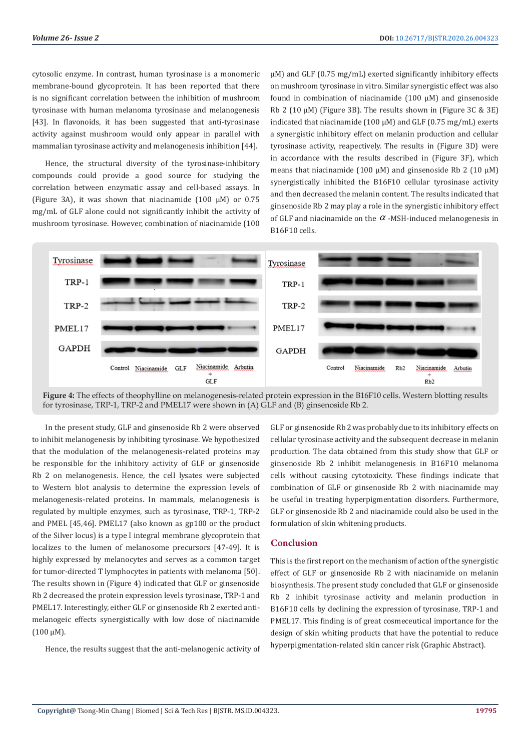cytosolic enzyme. In contrast, human tyrosinase is a monomeric membrane-bound glycoprotein. It has been reported that there is no significant correlation between the inhibition of mushroom tyrosinase with human melanoma tyrosinase and melanogenesis [43]. In flavonoids, it has been suggested that anti-tyrosinase activity against mushroom would only appear in parallel with mammalian tyrosinase activity and melanogenesis inhibition [44].

Hence, the structural diversity of the tyrosinase-inhibitory compounds could provide a good source for studying the correlation between enzymatic assay and cell-based assays. In (Figure 3A), it was shown that niacinamide (100 μM) or 0.75 mg/mL of GLF alone could not significantly inhibit the activity of mushroom tyrosinase. However, combination of niacinamide (100 μM) and GLF (0.75 mg/mL) exerted significantly inhibitory effects on mushroom tyrosinase in vitro. Similar synergistic effect was also found in combination of niacinamide (100 μM) and ginsenoside Rb 2 (10 μM) (Figure 3B). The results shown in (Figure 3C & 3E) indicated that niacinamide (100 μM) and GLF (0.75 mg/mL) exerts a synergistic inhibitory effect on melanin production and cellular tyrosinase activity, reapectively. The results in (Figure 3D) were in accordance with the results described in (Figure 3F), which means that niacinamide (100 μM) and ginsenoside Rb 2 (10 μM) synergistically inhibited the B16F10 cellular tyrosinase activity and then decreased the melanin content. The results indicated that ginsenoside Rb 2 may play a role in the synergistic inhibitory effect of GLF and niacinamide on the $\alpha$ -MSH-induced melanogenesis in B16F10 cells.

**Figure 4:** The effects of theophylline on melanogenesis-related protein expression in the B16F10 cells. Western blotting results for tyrosinase, TRP-1, TRP-2 and PMEL17 were shown in (A) GLF and (B) ginsenoside Rb 2.

In the present study, GLF and ginsenoside Rb 2 were observed to inhibit melanogenesis by inhibiting tyrosinase. We hypothesized that the modulation of the melanogenesis-related proteins may be responsible for the inhibitory activity of GLF or ginsenoside Rb 2 on melanogenesis. Hence, the cell lysates were subjected to Western blot analysis to determine the expression levels of melanogenesis-related proteins. In mammals, melanogenesis is regulated by multiple enzymes, such as tyrosinase, TRP-1, TRP-2 and PMEL [45,46]. PMEL17 (also known as gp100 or the product of the Silver locus) is a type I integral membrane glycoprotein that localizes to the lumen of melanosome precursors [47-49]. It is highly expressed by melanocytes and serves as a common target for tumor-directed T lymphocytes in patients with melanoma [50]. The results shown in (Figure 4) indicated that GLF or ginsenoside Rb 2 decreased the protein expression levels tyrosinase, TRP-1 and PMEL17. Interestingly, either GLF or ginsenoside Rb 2 exerted anti-melanogeic effects synergistically with low dose of niacinamide (100 μM).

Hence, the results suggest that the anti-melanogenic activity of GLF or ginsenoside Rb 2 was probably due to its inhibitory effects on cellular tyrosinase activity and the subsequent decrease in melanin production. The data obtained from this study show that GLF or ginsenoside Rb 2 inhibit melanogenesis in B16F10 melanoma cells without causing cytotoxicity. These findings indicate that combination of GLF or ginsenoside Rb 2 with niacinamide may be useful in treating hyperpigmentation disorders. Furthermore, GLF or ginsenoside Rb 2 and niacinamide could also be used in the formulation of skin whitening products.

## Conclusion

This is the first report on the mechanism of action of the synergistic effect of GLF or ginsenoside Rb 2 with niacinamide on melanin biosynthesis. The present study concluded that GLF or ginsenoside Rb 2 inhibit tyrosinase activity and melanin production in B16F10 cells by declining the expression of tyrosinase, TRP-1 and PMEL17. This finding is of great cosmeceutical importance for the design of skin whiting products that have the potential to reduce hyperpigmentation-related skin cancer risk (Graphic Abstract).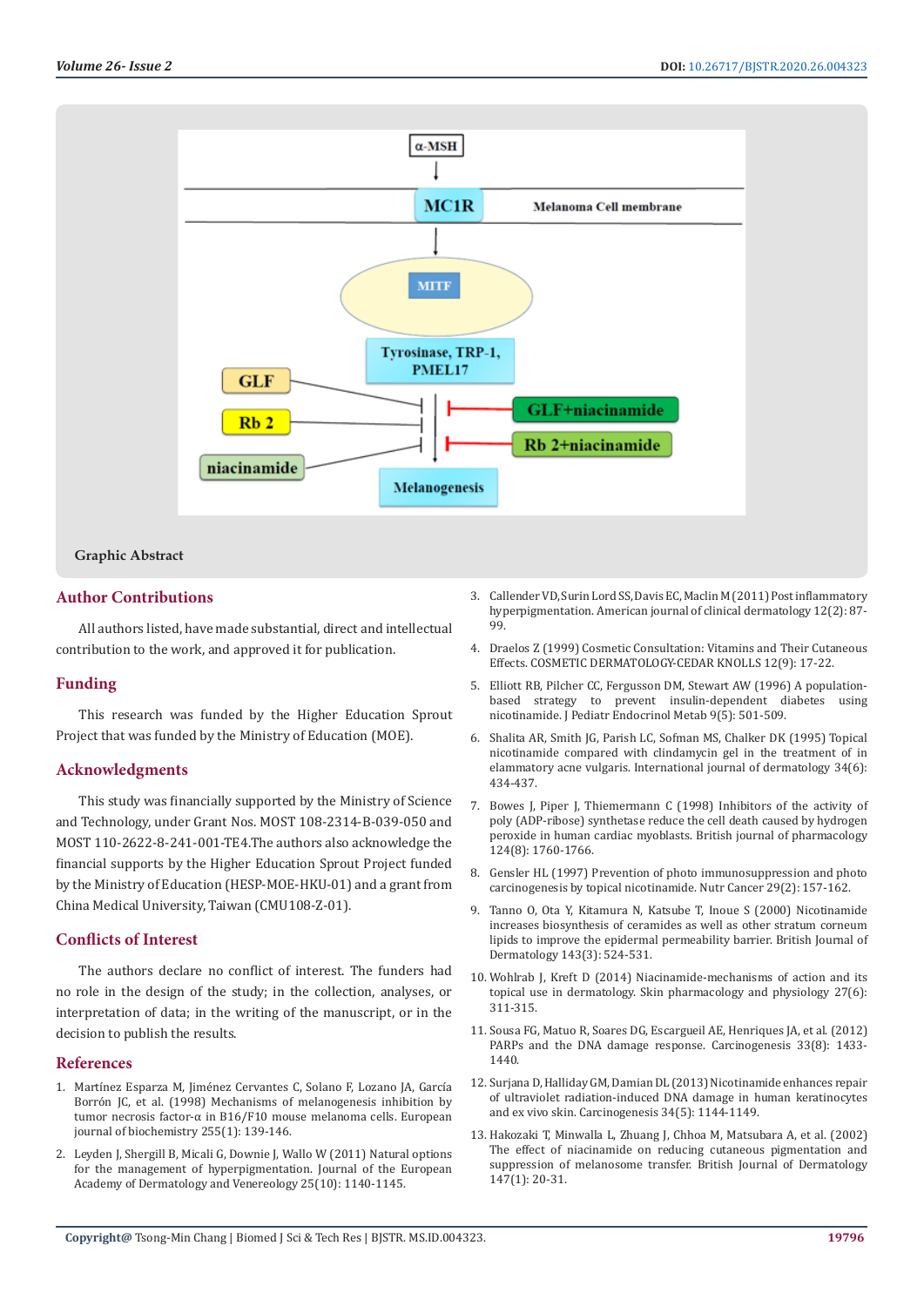Graphic Abstract

## Author Contributions

All authors listed, have made substantial, direct and intellectual contribution to the work, and approved it for publication.

## Funding

This research was funded by the Higher Education Sprout Project that was funded by the Ministry of Education (MOE).

## Acknowledgments

This study was financially supported by the Ministry of Science and Technology, under Grant Nos. MOST 108-2314-B-039-050 and MOST 110-2622-8-241-001-TE4.The authors also acknowledge the financial supports by the Higher Education Sprout Project funded by the Ministry of Education (HESP-MOE-HKU-01) and a grant from China Medical University, Taiwan (CMU108-Z-01).

## Conflicts of Interest

The authors declare no conflict of interest. The funders had no role in the design of the study; in the collection, analyses, or interpretation of data; in the writing of the manuscript, or in the decision to publish the results.

## References

1. Martínez Esparza M, Jiménez Cervantes C, Solano F, Lozano JA, García Borrón JC, et al. (1998) Mechanisms of melanogenesis inhibition by tumor necrosis factor-α in B16/F10 mouse melanoma cells. European journal of biochemistry 255(1): 139-146.
2. Leyden J, Shergill B, Micali G, Downie J, Wallo W (2011) Natural options for the management of hyperpigmentation. Journal of the European Academy of Dermatology and Venereology 25(10): 1140-1145.
3. Callender VD, Surin Lord SS, Davis EC, Maclin M (2011) Post inflammatory hyperpigmentation. American journal of clinical dermatology 12(2): 87-99.
4. Draelos Z (1999) Cosmetic Consultation: Vitamins and Their Cutaneous Effects. COSMETIC DERMATOLOGY-CEDAR KNOLLS 12(9): 17-22.
5. Elliott RB, Pilcher CC, Fergusson DM, Stewart AW (1996) A population-based strategy to prevent insulin-dependent diabetes using nicotinamide. J Pediatr Endocrinol Metab 9(5): 501-509.
6. Shalita AR, Smith JG, Parish LC, Sofman MS, Chalker DK (1995) Topical nicotinamide compared with clindamycin gel in the treatment of in elammatory acne vulgaris. International journal of dermatology 34(6): 434-437.
7. Bowes J, Piper J, Thiemermann C (1998) Inhibitors of the activity of poly (ADP-ribose) synthetase reduce the cell death caused by hydrogen peroxide in human cardiac myoblasts. British journal of pharmacology 124(8): 1760-1766.
8. Gensler HL (1997) Prevention of photo immunosuppression and photo carcinogenesis by topical nicotinamide. Nutr Cancer 29(2): 157-162.
9. Tanno O, Ota Y, Kitamura N, Katsube T, Inoue S (2000) Nicotinamide increases biosynthesis of ceramides as well as other stratum corneum lipids to improve the epidermal permeability barrier. British Journal of Dermatology 143(3): 524-531.
10. Wohlrab J, Kreft D (2014) Niacinamide-mechanisms of action and its topical use in dermatology. Skin pharmacology and physiology 27(6): 311-315.
11. Sousa FG, Matuo R, Soares DG, Escargueil AE, Henriques JA, et al. (2012) PARPs and the DNA damage response. Carcinogenesis 33(8): 1433-1440.
12. Surjana D, Halliday GM, Damian DL (2013) Nicotinamide enhances repair of ultraviolet radiation-induced DNA damage in human keratinocytes and ex vivo skin. Carcinogenesis 34(5): 1144-1149.
13. Hakozaki T, Minwalla L, Zhuang J, Chhoa M, Matsubara A, et al. (2002) The effect of niacinamide on reducing cutaneous pigmentation and suppression of melanosome transfer. British Journal of Dermatology 147(1): 20-31.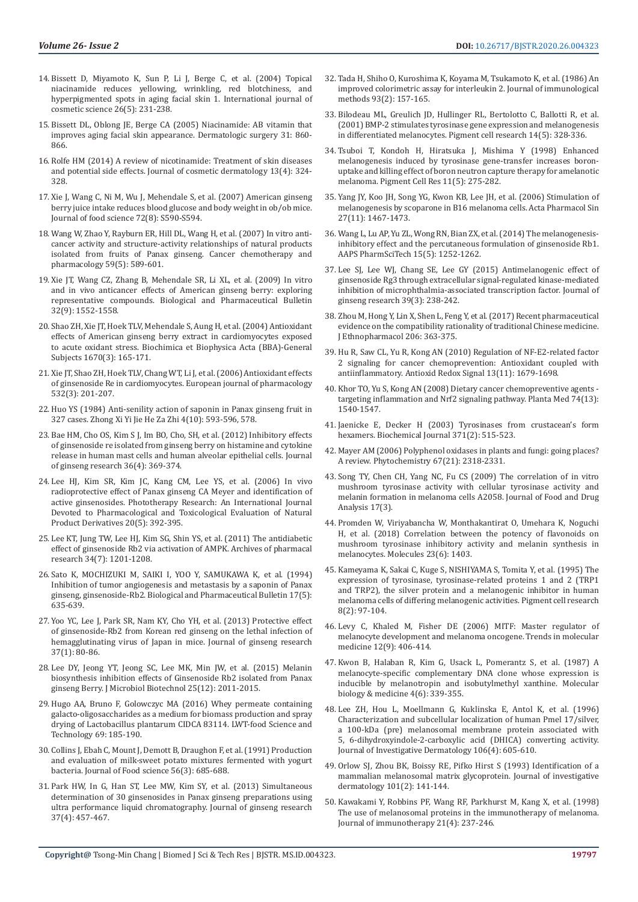14. Bissett D, Miyamoto K, Sun P, Li J, Berge C, et al. (2004) Topical niacinamide reduces yellowing, wrinkling, red blotchiness, and hyperpigmented spots in aging facial skin 1. International journal of cosmetic science 26(5): 231-238.

15. Bissett DL, Oblong JE, Berge CA (2005) Niacinamide: AB vitamin that improves aging facial skin appearance. Dermatologic surgery 31: 860-866.

16. Rolfe HM (2014) A review of nicotinamide: Treatment of skin diseases and potential side effects. Journal of cosmetic dermatology 13(4): 324-328.

17. Xie J, Wang C, Ni M, Wu J, Mehendale S, et al. (2007) American ginseng berry juice intake reduces blood glucose and body weight in ob/ob mice. Journal of food science 72(8): S590-S594.

18. Wang W, Zhao Y, Rayburn ER, Hill DL, Wang H, et al. (2007) In vitro anti-cancer activity and structure-activity relationships of natural products isolated from fruits of Panax ginseng. Cancer chemotherapy and pharmacology 59(5): 589-601.

19. Xie JT, Wang CZ, Zhang B, Mehendale SR, Li XL, et al. (2009) In vitro and in vivo anticancer effects of American ginseng berry: exploring representative compounds. Biological and Pharmaceutical Bulletin 32(9): 1552-1558.

20. Shao ZH, Xie JT, Hoek TLV, Mehendale S, Aung H, et al. (2004) Antioxidant effects of American ginseng berry extract in cardiomyocytes exposed to acute oxidant stress. Biochimica et Biophysica Acta (BBA)-General Subjects 1670(3): 165-171.

21. Xie JT, Shao ZH, Hoek TLV, Chang WT, Li J, et al. (2006) Antioxidant effects of ginsenoside Re in cardiomyocytes. European journal of pharmacology 532(3): 201-207.

22. Huo YS (1984) Anti-senility action of saponin in Panax ginseng fruit in 327 cases. Zhong Xi Yi Jie He Za Zhi 4(10): 593-596, 578.

23. Bae HM, Cho OS, Kim S J, Im BO, Cho, SH, et al. (2012) Inhibitory effects of ginsenoside re isolated from ginseng berry on histamine and cytokine release in human mast cells and human alveolar epithelial cells. Journal of ginseng research 36(4): 369-374.

24. Lee HJ, Kim SR, Kim JC, Kang CM, Lee YS, et al. (2006) In vivo radioprotective effect of Panax ginseng CA Meyer and identification of active ginsenosides. Phototherapy Research: An International Journal Devoted to Pharmacological and Toxicological Evaluation of Natural Product Derivatives 20(5): 392-395.

25. Lee KT, Jung TW, Lee HJ, Kim SG, Shin YS, et al. (2011) The antidiabetic effect of ginsenoside Rb2 via activation of AMPK. Archives of pharmacal research 34(7): 1201-1208.

26. Sato K, MOCHIZUKI M, SAIKI I, YOO Y, SAMUKAWA K, et al. (1994) Inhibition of tumor angiogenesis and metastasis by a saponin of Panax ginseng, ginsenoside-Rb2. Biological and Pharmaceutical Bulletin 17(5): 635-639.

27. Yoo YC, Lee J, Park SR, Nam KY, Cho YH, et al. (2013) Protective effect of ginsenoside-Rb2 from Korean red ginseng on the lethal infection of hemagglutinating virus of Japan in mice. Journal of ginseng research 37(1): 80-86.

28. Lee DY, Jeong YT, Jeong SC, Lee MK, Min JW, et al. (2015) Melanin biosynthesis inhibition effects of Ginsenoside Rb2 isolated from Panax ginseng Berry. J Microbiol Biotechnol 25(12): 2011-2015.

29. Hugo AA, Bruno F, Golowczyc MA (2016) Whey permeate containing galacto-oligosaccharides as a medium for biomass production and spray drying of Lactobacillus plantarum CIDCA 83114. LWT-food Science and Technology 69: 185-190.

30. Collins J, Ebah C, Mount J, Demott B, Draughon F, et al. (1991) Production and evaluation of milk-sweet potato mixtures fermented with yogurt bacteria. Journal of Food science 56(3): 685-688.

31. Park HW, In G, Han ST, Lee MW, Kim SY, et al. (2013) Simultaneous determination of 30 ginsenosides in Panax ginseng preparations using ultra performance liquid chromatography. Journal of ginseng research 37(4): 457-467.

32. Tada H, Shiho O, Kuroshima K, Koyama M, Tsukamoto K, et al. (1986) An improved colorimetric assay for interleukin 2. Journal of immunological methods 93(2): 157-165.

33. Bilodeau ML, Greulich JD, Hullinger RL, Bertolotto C, Ballotti R, et al. (2001) BMP-2 stimulates tyrosinase gene expression and melanogenesis in differentiated melanocytes. Pigment cell research 14(5): 328-336.

34. Tsuboi T, Kondoh H, Hiratsuka J, Mishima Y (1998) Enhanced melanogenesis induced by tyrosinase gene-transfer increases boron-uptake and killing effect of boron neutron capture therapy for amelanotic melanoma. Pigment Cell Res 11(5): 275-282.

35. Yang JY, Koo JH, Song YG, Kwon KB, Lee JH, et al. (2006) Stimulation of melanogenesis by scoparone in B16 melanoma cells. Acta Pharmacol Sin 27(11): 1467-1473.

36. Wang L, Lu AP, Yu ZL, Wong RN, Bian ZX, et al. (2014) The melanogenesis-inhibitory effect and the percutaneous formulation of ginsenoside Rb1. AAPS PharmSciTech 15(5): 1252-1262.

37. Lee SJ, Lee WJ, Chang SE, Lee GY (2015) Antimelanogenic effect of ginsenoside Rg3 through extracellular signal-regulated kinase-mediated inhibition of microphthalmia-associated transcription factor. Journal of ginseng research 39(3): 238-242.

38. Zhou M, Hong Y, Lin X, Shen L, Feng Y, et al. (2017) Recent pharmaceutical evidence on the compatibility rationality of traditional Chinese medicine. J Ethnopharmacol 206: 363-375.

39. Hu R, Saw CL, Yu R, Kong AN (2010) Regulation of NF-E2-related factor 2 signaling for cancer chemoprevention: Antioxidant coupled with antiinflammatory. Antioxid Redox Signal 13(11): 1679-1698.

40. Khor TO, Yu S, Kong AN (2008) Dietary cancer chemopreventive agents - targeting inflammation and Nrf2 signaling pathway. Planta Med 74(13): 1540-1547.

41. Jaenicke E, Decker H (2003) Tyrosinases from crustacean's form hexamers. Biochemical Journal 371(2): 515-523.

42. Mayer AM (2006) Polyphenol oxidases in plants and fungi: going places? A review. Phytochemistry 67(21): 2318-2331.

43. Song TY, Chen CH, Yang NC, Fu CS (2009) The correlation of in vitro mushroom tyrosinase activity with cellular tyrosinase activity and melanin formation in melanoma cells A2058. Journal of Food and Drug Analysis 17(3).

44. Promden W, Viriyabancha W, Monthakantirat O, Umehara K, Noguchi H, et al. (2018) Correlation between the potency of flavonoids on mushroom tyrosinase inhibitory activity and melanin synthesis in melanocytes. Molecules 23(6): 1403.

45. Kameyama K, Sakai C, Kuge S, NISHIYAMA S, Tomita Y, et al. (1995) The expression of tyrosinase, tyrosinase-related proteins 1 and 2 (TRP1 and TRP2), the silver protein and a melanogenic inhibitor in human melanoma cells of differing melanogenic activities. Pigment cell research 8(2): 97-104.

46. Levy C, Khaled M, Fisher DE (2006) MITF: Master regulator of melanocyte development and melanoma oncogene. Trends in molecular medicine 12(9): 406-414.

47. Kwon B, Halaban R, Kim G, Usack L, Pomerantz S, et al. (1987) A melanocyte-specific complementary DNA clone whose expression is inducible by melanotropin and isobutylmethyl xanthine. Molecular biology & medicine 4(6): 339-355.

48. Lee ZH, Hou L, Moellmann G, Kuklinska E, Antol K, et al. (1996) Characterization and subcellular localization of human Pmel 17/silver, a 100-kDa (pre) melanosomal membrane protein associated with 5, 6-dihydroxyindole-2-carboxylic acid (DHICA) converting activity. Journal of Investigative Dermatology 106(4): 605-610.

49. Orlow SJ, Zhou BK, Boissy RE, Pifko Hirst S (1993) Identification of a mammalian melanosomal matrix glycoprotein. Journal of investigative dermatology 101(2): 141-144.

50. Kawakami Y, Robbins PF, Wang RF, Parkhurst M, Kang X, et al. (1998) The use of melanosomal proteins in the immunotherapy of melanoma. Journal of immunotherapy 21(4): 237-246.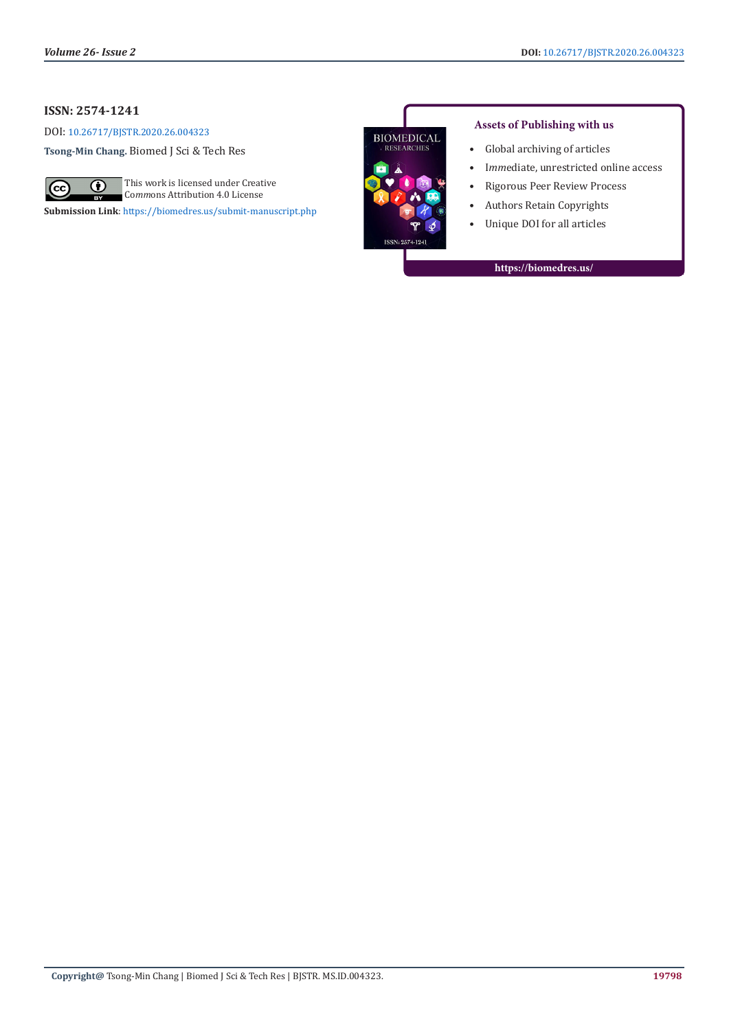**ISSN: 2574-1241**

DOI: 10.26717/BJSTR.2020.26.004323

**Tsong-Min Chang.** Biomed J Sci & Tech Res

This work is licensed under Creative Commons Attribution 4.0 License

**Submission Link**: https://biomedres.us/submit-manuscript.php

**Assets of Publishing with us**

- Global archiving of articles
- Immediate, unrestricted online access
- Rigorous Peer Review Process
- Authors Retain Copyrights
- Unique DOI for all articles

**https://biomedres.us/**